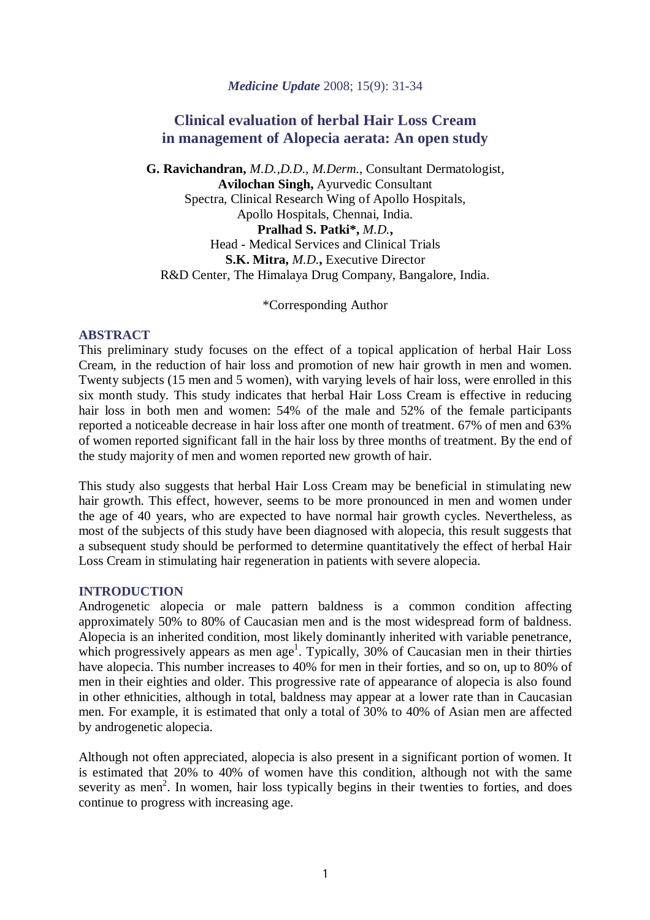*Medicine Update* 2008; 15(9): 31-34

# Clinical evaluation of herbal Hair Loss Cream in management of Alopecia aerata: An open study

**G. Ravichandran,** *M.D.,D.D., M.Derm.*, Consultant Dermatologist,
**Avilochan Singh,** Ayurvedic Consultant
Spectra, Clinical Research Wing of Apollo Hospitals,
Apollo Hospitals, Chennai, India.
**Pralhad S. Patki\*,** *M.D.***,**
Head - Medical Services and Clinical Trials
**S.K. Mitra,** *M.D.***,** Executive Director
R&D Center, The Himalaya Drug Company, Bangalore, India.

\*Corresponding Author

## ABSTRACT

This preliminary study focuses on the effect of a topical application of herbal Hair Loss Cream, in the reduction of hair loss and promotion of new hair growth in men and women. Twenty subjects (15 men and 5 women), with varying levels of hair loss, were enrolled in this six month study. This study indicates that herbal Hair Loss Cream is effective in reducing hair loss in both men and women: 54% of the male and 52% of the female participants reported a noticeable decrease in hair loss after one month of treatment. 67% of men and 63% of women reported significant fall in the hair loss by three months of treatment. By the end of the study majority of men and women reported new growth of hair.

This study also suggests that herbal Hair Loss Cream may be beneficial in stimulating new hair growth. This effect, however, seems to be more pronounced in men and women under the age of 40 years, who are expected to have normal hair growth cycles. Nevertheless, as most of the subjects of this study have been diagnosed with alopecia, this result suggests that a subsequent study should be performed to determine quantitatively the effect of herbal Hair Loss Cream in stimulating hair regeneration in patients with severe alopecia.

## INTRODUCTION

Androgenetic alopecia or male pattern baldness is a common condition affecting approximately 50% to 80% of Caucasian men and is the most widespread form of baldness. Alopecia is an inherited condition, most likely dominantly inherited with variable penetrance, which progressively appears as men age[1]. Typically, 30% of Caucasian men in their thirties have alopecia. This number increases to 40% for men in their forties, and so on, up to 80% of men in their eighties and older. This progressive rate of appearance of alopecia is also found in other ethnicities, although in total, baldness may appear at a lower rate than in Caucasian men. For example, it is estimated that only a total of 30% to 40% of Asian men are affected by androgenetic alopecia.

Although not often appreciated, alopecia is also present in a significant portion of women. It is estimated that 20% to 40% of women have this condition, although not with the same severity as men[2]. In women, hair loss typically begins in their twenties to forties, and does continue to progress with increasing age.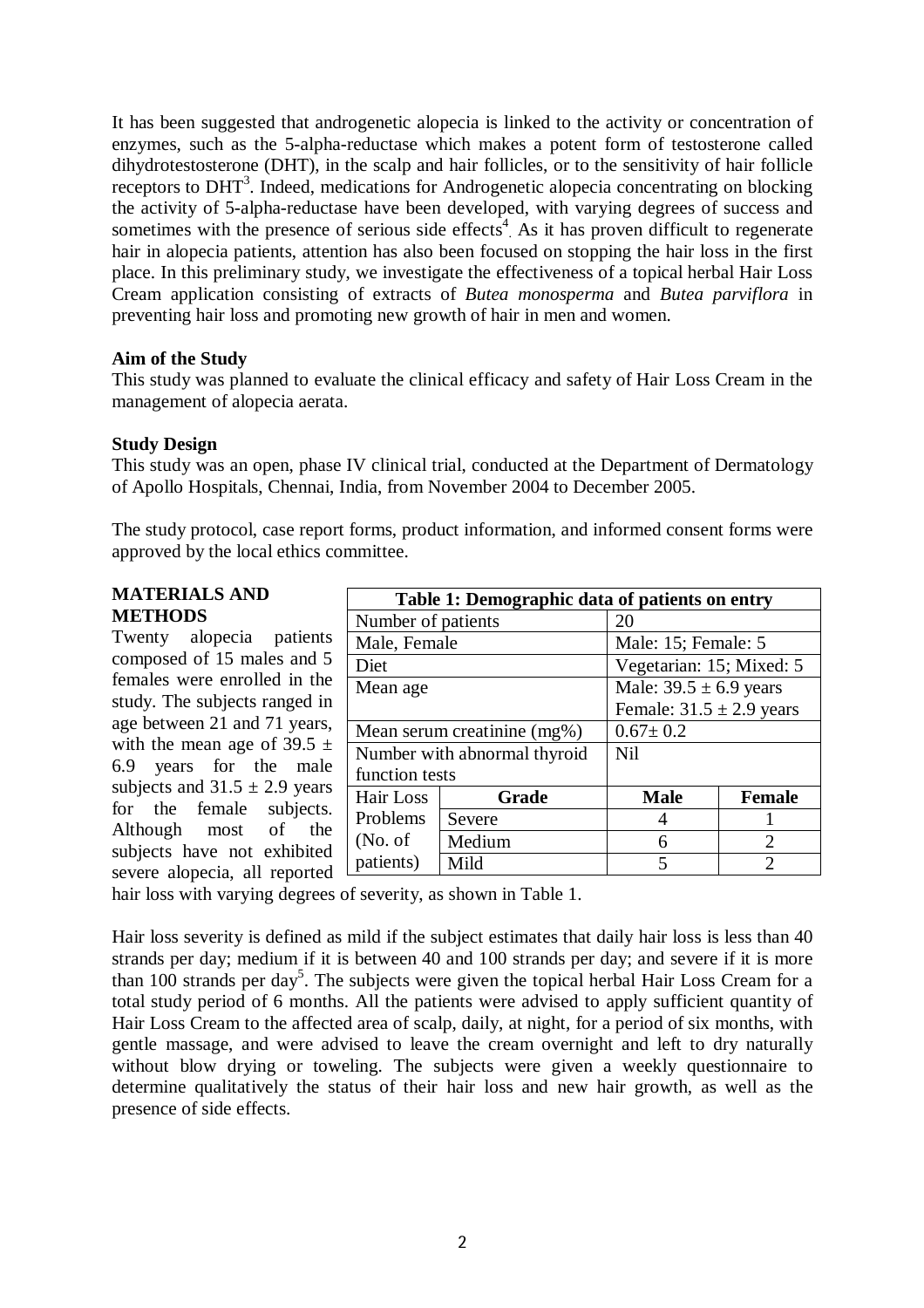It has been suggested that androgenetic alopecia is linked to the activity or concentration of enzymes, such as the 5-alpha-reductase which makes a potent form of testosterone called dihydrotestosterone (DHT), in the scalp and hair follicles, or to the sensitivity of hair follicle receptors to DHT[3]. Indeed, medications for Androgenetic alopecia concentrating on blocking the activity of 5-alpha-reductase have been developed, with varying degrees of success and sometimes with the presence of serious side effects[4]. As it has proven difficult to regenerate hair in alopecia patients, attention has also been focused on stopping the hair loss in the first place. In this preliminary study, we investigate the effectiveness of a topical herbal Hair Loss Cream application consisting of extracts of *Butea monosperma* and *Butea parviflora* in preventing hair loss and promoting new growth of hair in men and women.

**Aim of the Study**

This study was planned to evaluate the clinical efficacy and safety of Hair Loss Cream in the management of alopecia aerata.

**Study Design**

This study was an open, phase IV clinical trial, conducted at the Department of Dermatology of Apollo Hospitals, Chennai, India, from November 2004 to December 2005.

The study protocol, case report forms, product information, and informed consent forms were approved by the local ethics committee.

**MATERIALS AND METHODS**

Twenty alopecia patients composed of 15 males and 5 females were enrolled in the study. The subjects ranged in age between 21 and 71 years, with the mean age of 39.5 ± 6.9 years for the male subjects and 31.5 ± 2.9 years for the female subjects. Although most of the subjects have not exhibited severe alopecia, all reported hair loss with varying degrees of severity, as shown in Table 1.

**Table 1: Demographic data of patients on entry**

| | | | |
|---|---|---|---|
| Number of patients | | 20 | |
| Male, Female | | Male: 15; Female: 5 | |
| Diet | | Vegetarian: 15; Mixed: 5 | |
| Mean age | | Male: 39.5 ± 6.9 years<br>Female: 31.5 ± 2.9 years | |
| Mean serum creatinine (mg%) | | 0.67± 0.2 | |
| Number with abnormal thyroid function tests | | Nil | |
| Hair Loss Problems (No. of patients) | **Grade** | **Male** | **Female** |
| | Severe | 4 | 1 |
| | Medium | 6 | 2 |
| | Mild | 5 | 2 |

Hair loss severity is defined as mild if the subject estimates that daily hair loss is less than 40 strands per day; medium if it is between 40 and 100 strands per day; and severe if it is more than 100 strands per day[5]. The subjects were given the topical herbal Hair Loss Cream for a total study period of 6 months. All the patients were advised to apply sufficient quantity of Hair Loss Cream to the affected area of scalp, daily, at night, for a period of six months, with gentle massage, and were advised to leave the cream overnight and left to dry naturally without blow drying or toweling. The subjects were given a weekly questionnaire to determine qualitatively the status of their hair loss and new hair growth, as well as the presence of side effects.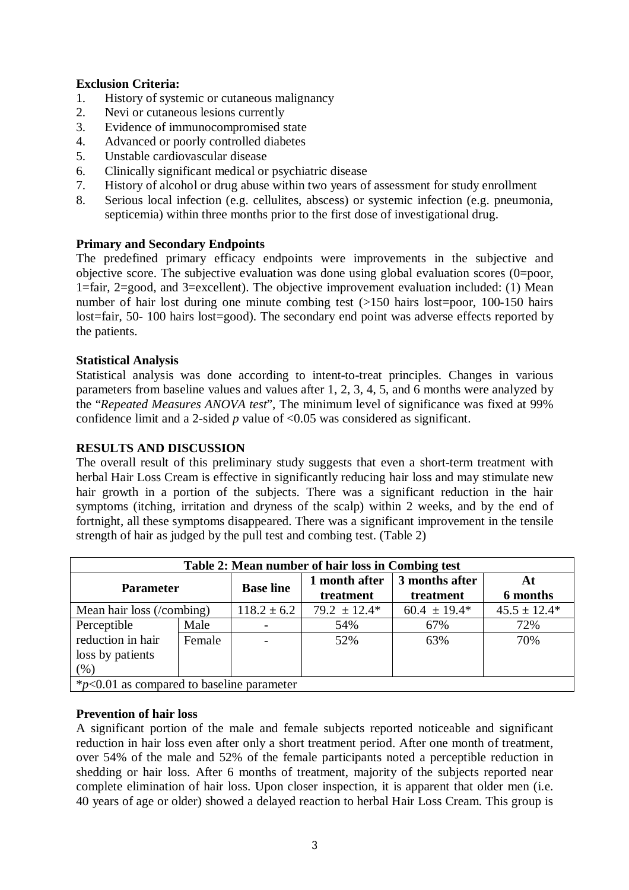**Exclusion Criteria:**

1. History of systemic or cutaneous malignancy
2. Nevi or cutaneous lesions currently
3. Evidence of immunocompromised state
4. Advanced or poorly controlled diabetes
5. Unstable cardiovascular disease
6. Clinically significant medical or psychiatric disease
7. History of alcohol or drug abuse within two years of assessment for study enrollment
8. Serious local infection (e.g. cellulites, abscess) or systemic infection (e.g. pneumonia, septicemia) within three months prior to the first dose of investigational drug.

**Primary and Secondary Endpoints**

The predefined primary efficacy endpoints were improvements in the subjective and objective score. The subjective evaluation was done using global evaluation scores (0=poor, 1=fair, 2=good, and 3=excellent). The objective improvement evaluation included: (1) Mean number of hair lost during one minute combing test (>150 hairs lost=poor, 100-150 hairs lost=fair, 50- 100 hairs lost=good). The secondary end point was adverse effects reported by the patients.

**Statistical Analysis**

Statistical analysis was done according to intent-to-treat principles. Changes in various parameters from baseline values and values after 1, 2, 3, 4, 5, and 6 months were analyzed by the "*Repeated Measures ANOVA test*", The minimum level of significance was fixed at 99% confidence limit and a 2-sided $p$ value of <0.05 was considered as significant.

**RESULTS AND DISCUSSION**

The overall result of this preliminary study suggests that even a short-term treatment with herbal Hair Loss Cream is effective in significantly reducing hair loss and may stimulate new hair growth in a portion of the subjects. There was a significant reduction in the hair symptoms (itching, irritation and dryness of the scalp) within 2 weeks, and by the end of fortnight, all these symptoms disappeared. There was a significant improvement in the tensile strength of hair as judged by the pull test and combing test. (Table 2)

**Table 2: Mean number of hair loss in Combing test**

| Parameter | | Base line | 1 month after treatment | 3 months after treatment | At 6 months |
|---|---|---|---|---|---|
| Mean hair loss (/combing) | | 118.2 ± 6.2 | 79.2 ± 12.4* | 60.4 ± 19.4* | 45.5 ± 12.4* |
| Perceptible reduction in hair loss by patients (%) | Male | - | 54% | 67% | 72% |
| | Female | - | 52% | 63% | 70% |

*$p$<0.01 as compared to baseline parameter

**Prevention of hair loss**

A significant portion of the male and female subjects reported noticeable and significant reduction in hair loss even after only a short treatment period. After one month of treatment, over 54% of the male and 52% of the female participants noted a perceptible reduction in shedding or hair loss. After 6 months of treatment, majority of the subjects reported near complete elimination of hair loss. Upon closer inspection, it is apparent that older men (i.e. 40 years of age or older) showed a delayed reaction to herbal Hair Loss Cream. This group is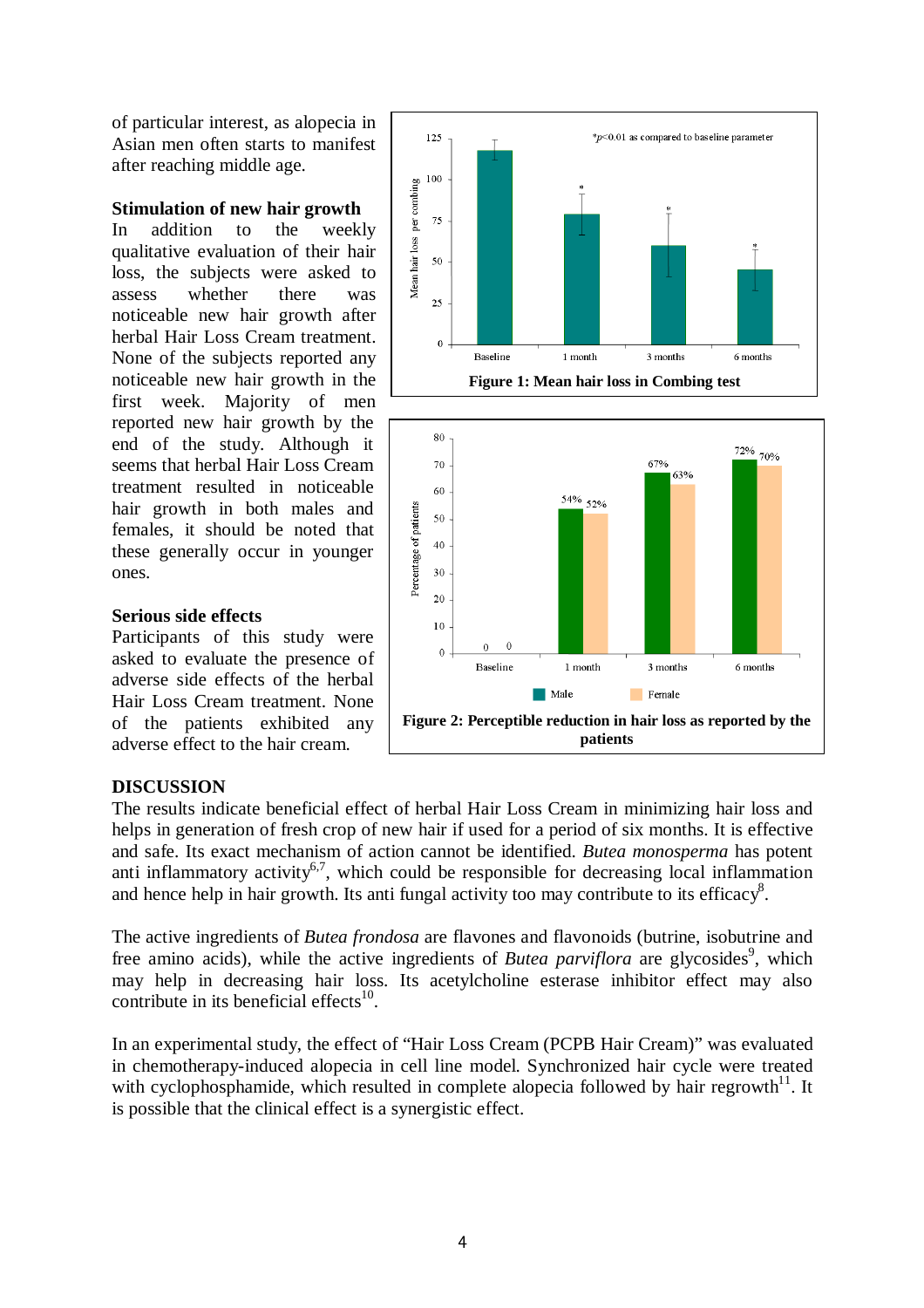of particular interest, as alopecia in Asian men often starts to manifest after reaching middle age.

**Stimulation of new hair growth**

In addition to the weekly qualitative evaluation of their hair loss, the subjects were asked to assess whether there was noticeable new hair growth after herbal Hair Loss Cream treatment. None of the subjects reported any noticeable new hair growth in the first week. Majority of men reported new hair growth by the end of the study. Although it seems that herbal Hair Loss Cream treatment resulted in noticeable hair growth in both males and females, it should be noted that these generally occur in younger ones.

**Serious side effects**

Participants of this study were asked to evaluate the presence of adverse side effects of the herbal Hair Loss Cream treatment. None of the patients exhibited any adverse effect to the hair cream.

**Figure 1: Mean hair loss in Combing test**

**Figure 2: Perceptible reduction in hair loss as reported by the patients**

## DISCUSSION

The results indicate beneficial effect of herbal Hair Loss Cream in minimizing hair loss and helps in generation of fresh crop of new hair if used for a period of six months. It is effective and safe. Its exact mechanism of action cannot be identified. *Butea monosperma* has potent anti inflammatory activity[6,7], which could be responsible for decreasing local inflammation and hence help in hair growth. Its anti fungal activity too may contribute to its efficacy[8].

The active ingredients of *Butea frondosa* are flavones and flavonoids (butrine, isobutrine and free amino acids), while the active ingredients of *Butea parviflora* are glycosides[9], which may help in decreasing hair loss. Its acetylcholine esterase inhibitor effect may also contribute in its beneficial effects[10].

In an experimental study, the effect of "Hair Loss Cream (PCPB Hair Cream)" was evaluated in chemotherapy-induced alopecia in cell line model. Synchronized hair cycle were treated with cyclophosphamide, which resulted in complete alopecia followed by hair regrowth[11]. It is possible that the clinical effect is a synergistic effect.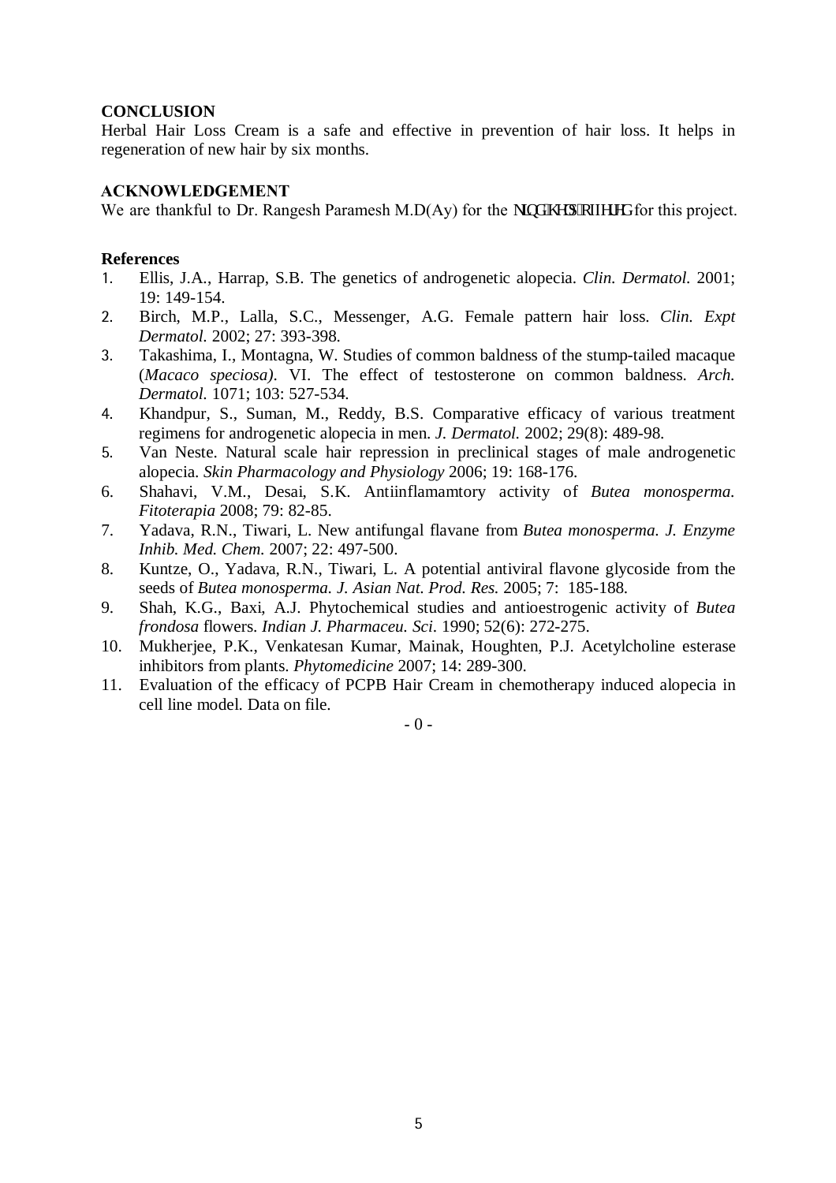**CONCLUSION**

Herbal Hair Loss Cream is a safe and effective in prevention of hair loss. It helps in regeneration of new hair by six months.

**ACKNOWLEDGEMENT**

We are thankful to Dr. Rangesh Paramesh M.D(Ay) for the NLQGKHOS RIIHUHG for this project.

**References**

1. Ellis, J.A., Harrap, S.B. The genetics of androgenetic alopecia. *Clin. Dermatol.* 2001; 19: 149-154.
2. Birch, M.P., Lalla, S.C., Messenger, A.G. Female pattern hair loss. *Clin. Expt Dermatol.* 2002; 27: 393-398.
3. Takashima, I., Montagna, W. Studies of common baldness of the stump-tailed macaque (*Macaco speciosa)*. VI. The effect of testosterone on common baldness. *Arch. Dermatol.* 1071; 103: 527-534.
4. Khandpur, S., Suman, M., Reddy, B.S. Comparative efficacy of various treatment regimens for androgenetic alopecia in men. *J. Dermatol.* 2002; 29(8): 489-98.
5. Van Neste. Natural scale hair repression in preclinical stages of male androgenetic alopecia. *Skin Pharmacology and Physiology* 2006; 19: 168-176.
6. Shahavi, V.M., Desai, S.K. Antiinflamamtory activity of *Butea monosperma. Fitoterapia* 2008; 79: 82-85.
7. Yadava, R.N., Tiwari, L. New antifungal flavane from *Butea monosperma. J. Enzyme Inhib. Med. Chem.* 2007; 22: 497-500.
8. Kuntze, O., Yadava, R.N., Tiwari, L. A potential antiviral flavone glycoside from the seeds of *Butea monosperma. J. Asian Nat. Prod. Res.* 2005; 7: 185-188.
9. Shah, K.G., Baxi, A.J. Phytochemical studies and antioestrogenic activity of *Butea frondosa* flowers. *Indian J. Pharmaceu. Sci.* 1990; 52(6): 272-275.
10. Mukherjee, P.K., Venkatesan Kumar, Mainak, Houghten, P.J. Acetylcholine esterase inhibitors from plants. *Phytomedicine* 2007; 14: 289-300.
11. Evaluation of the efficacy of PCPB Hair Cream in chemotherapy induced alopecia in cell line model. Data on file.